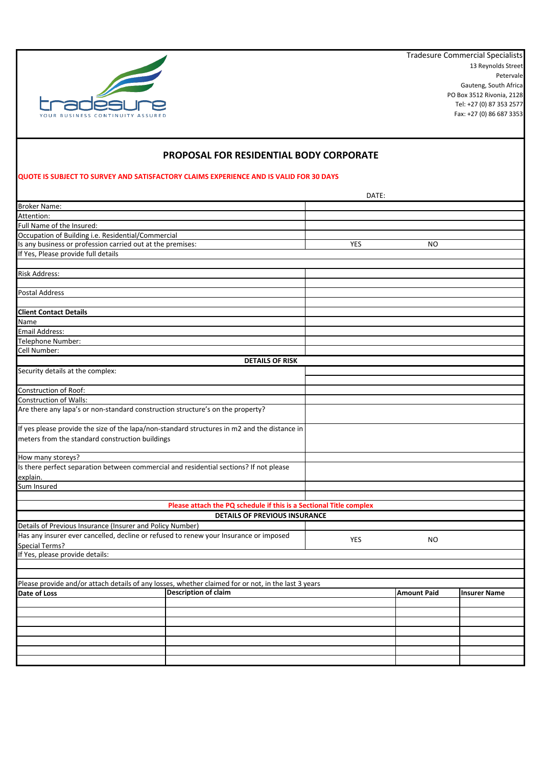tradesure
YOUR BUSINESS CONTINUITY ASSURED

Tradesure Commercial Specialists
13 Reynolds Street
Petervale
Gauteng, South Africa
PO Box 3512 Rivonia, 2128
Tel: +27 (0) 87 353 2577
Fax: +27 (0) 86 687 3353

## PROPOSAL FOR RESIDENTIAL BODY CORPORATE

**QUOTE IS SUBJECT TO SURVEY AND SATISFACTORY CLAIMS EXPERIENCE AND IS VALID FOR 30 DAYS**

DATE:

| | | |
|---|---|---|
| Broker Name: | | |
| Attention: | | |
| Full Name of the Insured: | | |
| Occupation of Building i.e. Residential/Commercial | | |
| Is any business or profession carried out at the premises: | YES | NO |
| If Yes, Please provide full details | | |
| | | |
| Risk Address: | | |
| | | |
| Postal Address | | |
| | | |
| **Client Contact Details** | | |
| Name | | |
| Email Address: | | |
| Telephone Number: | | |
| Cell Number: | | |

**DETAILS OF RISK**

| | |
|---|---|
| Security details at the complex: | |
| Construction of Roof: | |
| Construction of Walls: | |
| Are there any lapa's or non-standard construction structure's on the property? | |
| If yes please provide the size of the lapa/non-standard structures in m2 and the distance in meters from the standard construction buildings | |
| How many storeys? | |
| Is there perfect separation between commercial and residential sections? If not please explain. | |
| Sum Insured | |
| | |

**Please attach the PQ schedule if this is a Sectional Title complex**

**DETAILS OF PREVIOUS INSURANCE**

| | | |
|---|---|---|
| Details of Previous Insurance (Insurer and Policy Number) | | |
| Has any insurer ever cancelled, decline or refused to renew your Insurance or imposed Special Terms? | YES | NO |
| If Yes, please provide details: | | |
| | | |
| | | |

Please provide and/or attach details of any losses, whether claimed for or not, in the last 3 years

| Date of Loss | Description of claim | Amount Paid | Insurer Name |
|---|---|---|---|
| | | | |
| | | | |
| | | | |
| | | | |
| | | | |
| | | | |
| | | | |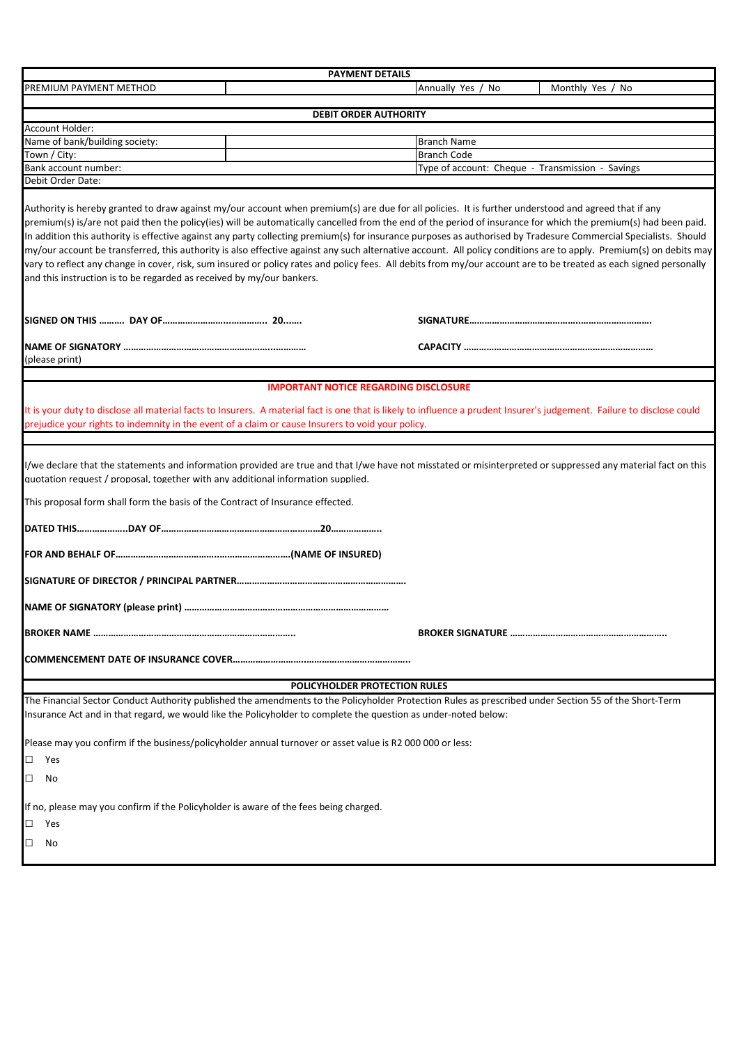| PAYMENT DETAILS | | | |
|---|---|---|---|
| PREMIUM PAYMENT METHOD | | Annually Yes / No | Monthly Yes / No |

| DEBIT ORDER AUTHORITY | | | |
|---|---|---|---|
| Account Holder: | | | |
| Name of bank/building society: | | Branch Name | |
| Town / City: | | Branch Code | |
| Bank account number: | | Type of account: Cheque - Transmission - Savings | |
| Debit Order Date: | | | |

Authority is hereby granted to draw against my/our account when premium(s) are due for all policies. It is further understood and agreed that if any premium(s) is/are not paid then the policy(ies) will be automatically cancelled from the end of the period of insurance for which the premium(s) had been paid. In addition this authority is effective against any party collecting premium(s) for insurance purposes as authorised by Tradesure Commercial Specialists. Should my/our account be transferred, this authority is also effective against any such alternative account. All policy conditions are to apply. Premium(s) on debits may vary to reflect any change in cover, risk, sum insured or policy rates and policy fees. All debits from my/our account are to be treated as each signed personally and this instruction is to be regarded as received by my/our bankers.

**SIGNED ON THIS ………. DAY OF…………………………………. 20…….** **SIGNATURE…………………………………………………………………**

**NAME OF SIGNATORY ……………………………………………………………** **CAPACITY ……………………………………………………………………**
(please print)

**IMPORTANT NOTICE REGARDING DISCLOSURE**

It is your duty to disclose all material facts to Insurers. A material fact is one that is likely to influence a prudent Insurer's judgement. Failure to disclose could prejudice your rights to indemnity in the event of a claim or cause Insurers to void your policy.

I/we declare that the statements and information provided are true and that I/we have not misstated or misinterpreted or suppressed any material fact on this quotation request / proposal, together with any additional information supplied.

This proposal form shall form the basis of the Contract of Insurance effected.

**DATED THIS………………..DAY OF……………………………………………………20………………..**

**FOR AND BEHALF OF…………………………………………………………….(NAME OF INSURED)**

**SIGNATURE OF DIRECTOR / PRINCIPAL PARTNER…………………………………………………………**

**NAME OF SIGNATORY (please print) ……………………………………………………………………**

**BROKER NAME ……………………………………………………………………..** **BROKER SIGNATURE ……………………………………………………..**

**COMMENCEMENT DATE OF INSURANCE COVER…………………………………………………………..**

**POLICYHOLDER PROTECTION RULES**

The Financial Sector Conduct Authority published the amendments to the Policyholder Protection Rules as prescribed under Section 55 of the Short-Term Insurance Act and in that regard, we would like the Policyholder to complete the question as under-noted below:

Please may you confirm if the business/policyholder annual turnover or asset value is R2 000 000 or less:

- ☐ Yes
- ☐ No

If no, please may you confirm if the Policyholder is aware of the fees being charged.

- ☐ Yes
- ☐ No